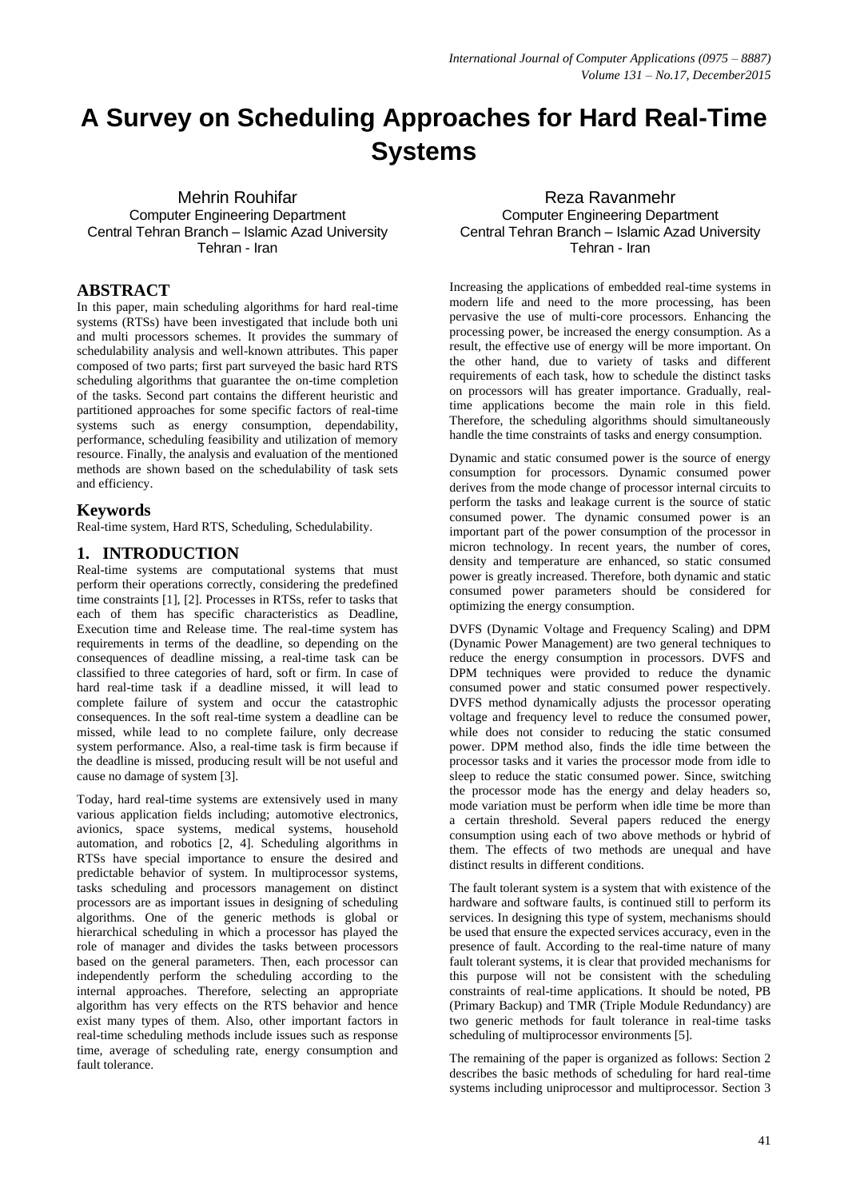# A Survey on Scheduling Approaches for Hard Real-Time Systems

Mehrin Rouhifar
Computer Engineering Department
Central Tehran Branch – Islamic Azad University
Tehran - Iran

Reza Ravanmehr
Computer Engineering Department
Central Tehran Branch – Islamic Azad University
Tehran - Iran

## ABSTRACT

In this paper, main scheduling algorithms for hard real-time systems (RTSs) have been investigated that include both uni and multi processors schemes. It provides the summary of schedulability analysis and well-known attributes. This paper composed of two parts; first part surveyed the basic hard RTS scheduling algorithms that guarantee the on-time completion of the tasks. Second part contains the different heuristic and partitioned approaches for some specific factors of real-time systems such as energy consumption, dependability, performance, scheduling feasibility and utilization of memory resource. Finally, the analysis and evaluation of the mentioned methods are shown based on the schedulability of task sets and efficiency.

## Keywords

Real-time system, Hard RTS, Scheduling, Schedulability.

## 1. INTRODUCTION

Real-time systems are computational systems that must perform their operations correctly, considering the predefined time constraints [1], [2]. Processes in RTSs, refer to tasks that each of them has specific characteristics as Deadline, Execution time and Release time. The real-time system has requirements in terms of the deadline, so depending on the consequences of deadline missing, a real-time task can be classified to three categories of hard, soft or firm. In case of hard real-time task if a deadline missed, it will lead to complete failure of system and occur the catastrophic consequences. In the soft real-time system a deadline can be missed, while lead to no complete failure, only decrease system performance. Also, a real-time task is firm because if the deadline is missed, producing result will be not useful and cause no damage of system [3].

Today, hard real-time systems are extensively used in many various application fields including; automotive electronics, avionics, space systems, medical systems, household automation, and robotics [2, 4]. Scheduling algorithms in RTSs have special importance to ensure the desired and predictable behavior of system. In multiprocessor systems, tasks scheduling and processors management on distinct processors are as important issues in designing of scheduling algorithms. One of the generic methods is global or hierarchical scheduling in which a processor has played the role of manager and divides the tasks between processors based on the general parameters. Then, each processor can independently perform the scheduling according to the internal approaches. Therefore, selecting an appropriate algorithm has very effects on the RTS behavior and hence exist many types of them. Also, other important factors in real-time scheduling methods include issues such as response time, average of scheduling rate, energy consumption and fault tolerance.

Increasing the applications of embedded real-time systems in modern life and need to the more processing, has been pervasive the use of multi-core processors. Enhancing the processing power, be increased the energy consumption. As a result, the effective use of energy will be more important. On the other hand, due to variety of tasks and different requirements of each task, how to schedule the distinct tasks on processors will has greater importance. Gradually, real-time applications become the main role in this field. Therefore, the scheduling algorithms should simultaneously handle the time constraints of tasks and energy consumption.

Dynamic and static consumed power is the source of energy consumption for processors. Dynamic consumed power derives from the mode change of processor internal circuits to perform the tasks and leakage current is the source of static consumed power. The dynamic consumed power is an important part of the power consumption of the processor in micron technology. In recent years, the number of cores, density and temperature are enhanced, so static consumed power is greatly increased. Therefore, both dynamic and static consumed power parameters should be considered for optimizing the energy consumption.

DVFS (Dynamic Voltage and Frequency Scaling) and DPM (Dynamic Power Management) are two general techniques to reduce the energy consumption in processors. DVFS and DPM techniques were provided to reduce the dynamic consumed power and static consumed power respectively. DVFS method dynamically adjusts the processor operating voltage and frequency level to reduce the consumed power, while does not consider to reducing the static consumed power. DPM method also, finds the idle time between the processor tasks and it varies the processor mode from idle to sleep to reduce the static consumed power. Since, switching the processor mode has the energy and delay headers so, mode variation must be perform when idle time be more than a certain threshold. Several papers reduced the energy consumption using each of two above methods or hybrid of them. The effects of two methods are unequal and have distinct results in different conditions.

The fault tolerant system is a system that with existence of the hardware and software faults, is continued still to perform its services. In designing this type of system, mechanisms should be used that ensure the expected services accuracy, even in the presence of fault. According to the real-time nature of many fault tolerant systems, it is clear that provided mechanisms for this purpose will not be consistent with the scheduling constraints of real-time applications. It should be noted, PB (Primary Backup) and TMR (Triple Module Redundancy) are two generic methods for fault tolerance in real-time tasks scheduling of multiprocessor environments [5].

The remaining of the paper is organized as follows: Section 2 describes the basic methods of scheduling for hard real-time systems including uniprocessor and multiprocessor. Section 3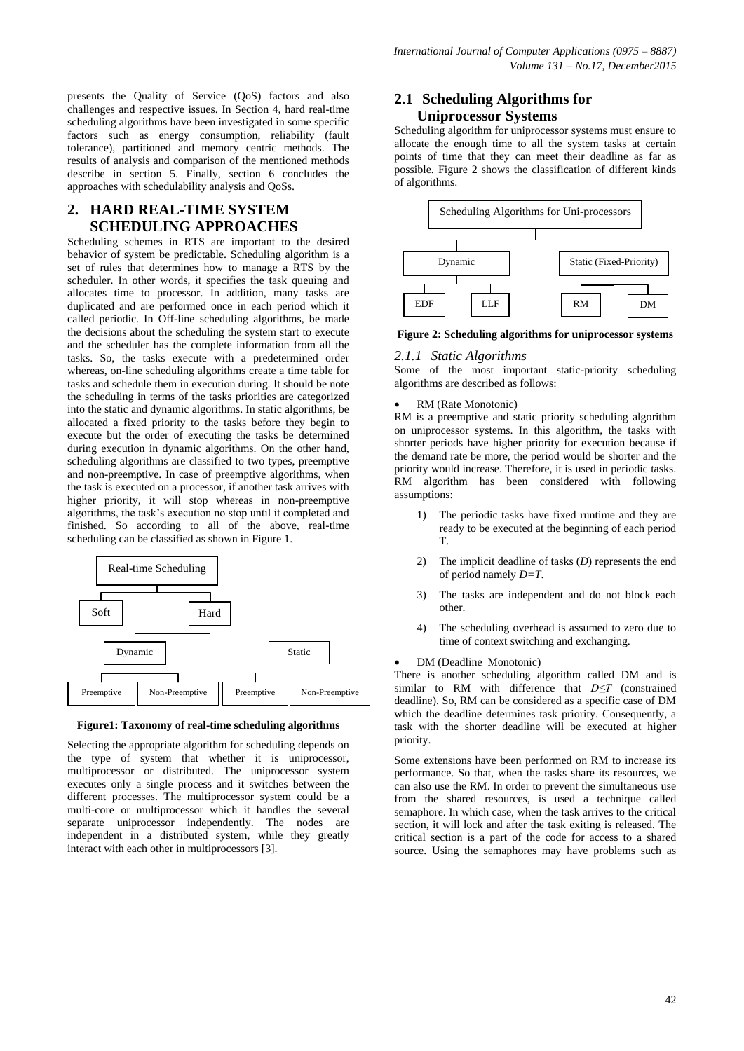presents the Quality of Service (QoS) factors and also challenges and respective issues. In Section 4, hard real-time scheduling algorithms have been investigated in some specific factors such as energy consumption, reliability (fault tolerance), partitioned and memory centric methods. The results of analysis and comparison of the mentioned methods describe in section 5. Finally, section 6 concludes the approaches with schedulability analysis and QoSs.

## 2. HARD REAL-TIME SYSTEM SCHEDULING APPROACHES

Scheduling schemes in RTS are important to the desired behavior of system be predictable. Scheduling algorithm is a set of rules that determines how to manage a RTS by the scheduler. In other words, it specifies the task queuing and allocates time to processor. In addition, many tasks are duplicated and are performed once in each period which it called periodic. In Off-line scheduling algorithms, be made the decisions about the scheduling the system start to execute and the scheduler has the complete information from all the tasks. So, the tasks execute with a predetermined order whereas, on-line scheduling algorithms create a time table for tasks and schedule them in execution during. It should be note the scheduling in terms of the tasks priorities are categorized into the static and dynamic algorithms. In static algorithms, be allocated a fixed priority to the tasks before they begin to execute but the order of executing the tasks be determined during execution in dynamic algorithms. On the other hand, scheduling algorithms are classified to two types, preemptive and non-preemptive. In case of preemptive algorithms, when the task is executed on a processor, if another task arrives with higher priority, it will stop whereas in non-preemptive algorithms, the task's execution no stop until it completed and finished. So according to all of the above, real-time scheduling can be classified as shown in Figure 1.

Real-time Scheduling
- Soft
- Hard
  - Dynamic
    - Preemptive
    - Non-Preemptive
  - Static
    - Preemptive
    - Non-Preemptive

**Figure1: Taxonomy of real-time scheduling algorithms**

Selecting the appropriate algorithm for scheduling depends on the type of system that whether it is uniprocessor, multiprocessor or distributed. The uniprocessor system executes only a single process and it switches between the different processes. The multiprocessor system could be a multi-core or multiprocessor which it handles the several separate uniprocessor independently. The nodes are independent in a distributed system, while they greatly interact with each other in multiprocessors [3].

### 2.1 Scheduling Algorithms for Uniprocessor Systems

Scheduling algorithm for uniprocessor systems must ensure to allocate the enough time to all the system tasks at certain points of time that they can meet their deadline as far as possible. Figure 2 shows the classification of different kinds of algorithms.

Scheduling Algorithms for Uni-processors
- Dynamic
  - EDF
  - LLF
- Static (Fixed-Priority)
  - RM
  - DM

**Figure 2: Scheduling algorithms for uniprocessor systems**

#### *2.1.1 Static Algorithms*

Some of the most important static-priority scheduling algorithms are described as follows:

- RM (Rate Monotonic)

RM is a preemptive and static priority scheduling algorithm on uniprocessor systems. In this algorithm, the tasks with shorter periods have higher priority for execution because if the demand rate be more, the period would be shorter and the priority would increase. Therefore, it is used in periodic tasks. RM algorithm has been considered with following assumptions:

1) The periodic tasks have fixed runtime and they are ready to be executed at the beginning of each period T.
2) The implicit deadline of tasks (*D*) represents the end of period namely $D=T$.
3) The tasks are independent and do not block each other.
4) The scheduling overhead is assumed to zero due to time of context switching and exchanging.

- DM (Deadline Monotonic)

There is another scheduling algorithm called DM and is similar to RM with difference that $D \leq T$ (constrained deadline). So, RM can be considered as a specific case of DM which the deadline determines task priority. Consequently, a task with the shorter deadline will be executed at higher priority.

Some extensions have been performed on RM to increase its performance. So that, when the tasks share its resources, we can also use the RM. In order to prevent the simultaneous use from the shared resources, is used a technique called semaphore. In which case, when the task arrives to the critical section, it will lock and after the task exiting is released. The critical section is a part of the code for access to a shared source. Using the semaphores may have problems such as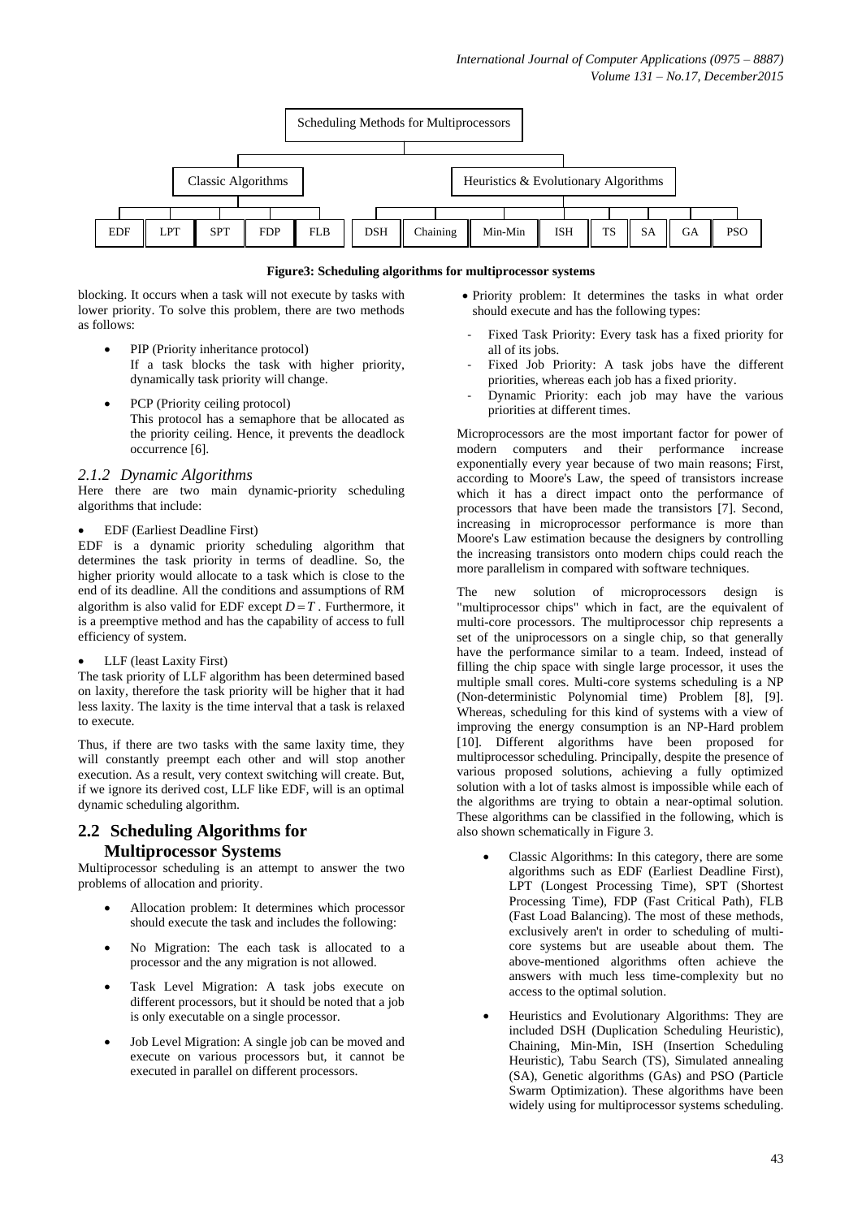Scheduling Methods for Multiprocessors

- Classic Algorithms: EDF, LPT, SPT, FDP, FLB
- Heuristics & Evolutionary Algorithms: DSH, Chaining, Min-Min, ISH, TS, SA, GA, PSO

**Figure3: Scheduling algorithms for multiprocessor systems**

blocking. It occurs when a task will not execute by tasks with lower priority. To solve this problem, there are two methods as follows:

- PIP (Priority inheritance protocol)
  If a task blocks the task with higher priority, dynamically task priority will change.
- PCP (Priority ceiling protocol)
  This protocol has a semaphore that be allocated as the priority ceiling. Hence, it prevents the deadlock occurrence [6].

### *2.1.2 Dynamic Algorithms*

Here there are two main dynamic-priority scheduling algorithms that include:

- EDF (Earliest Deadline First)

EDF is a dynamic priority scheduling algorithm that determines the task priority in terms of deadline. So, the higher priority would allocate to a task which is close to the end of its deadline. All the conditions and assumptions of RM algorithm is also valid for EDF except $D = T$ . Furthermore, it is a preemptive method and has the capability of access to full efficiency of system.

- LLF (least Laxity First)

The task priority of LLF algorithm has been determined based on laxity, therefore the task priority will be higher that it had less laxity. The laxity is the time interval that a task is relaxed to execute.

Thus, if there are two tasks with the same laxity time, they will constantly preempt each other and will stop another execution. As a result, very context switching will create. But, if we ignore its derived cost, LLF like EDF, will is an optimal dynamic scheduling algorithm.

## 2.2 Scheduling Algorithms for Multiprocessor Systems

Multiprocessor scheduling is an attempt to answer the two problems of allocation and priority.

- Allocation problem: It determines which processor should execute the task and includes the following:
- No Migration: The each task is allocated to a processor and the any migration is not allowed.
- Task Level Migration: A task jobs execute on different processors, but it should be noted that a job is only executable on a single processor.
- Job Level Migration: A single job can be moved and execute on various processors but, it cannot be executed in parallel on different processors.

- Priority problem: It determines the tasks in what order should execute and has the following types:
  - Fixed Task Priority: Every task has a fixed priority for all of its jobs.
  - Fixed Job Priority: A task jobs have the different priorities, whereas each job has a fixed priority.
  - Dynamic Priority: each job may have the various priorities at different times.

Microprocessors are the most important factor for power of modern computers and their performance increase exponentially every year because of two main reasons; First, according to Moore's Law, the speed of transistors increase which it has a direct impact onto the performance of processors that have been made the transistors [7]. Second, increasing in microprocessor performance is more than Moore's Law estimation because the designers by controlling the increasing transistors onto modern chips could reach the more parallelism in compared with software techniques.

The new solution of microprocessors design is "multiprocessor chips" which in fact, are the equivalent of multi-core processors. The multiprocessor chip represents a set of the uniprocessors on a single chip, so that generally have the performance similar to a team. Indeed, instead of filling the chip space with single large processor, it uses the multiple small cores. Multi-core systems scheduling is a NP (Non-deterministic Polynomial time) Problem [8], [9]. Whereas, scheduling for this kind of systems with a view of improving the energy consumption is an NP-Hard problem [10]. Different algorithms have been proposed for multiprocessor scheduling. Principally, despite the presence of various proposed solutions, achieving a fully optimized solution with a lot of tasks almost is impossible while each of the algorithms are trying to obtain a near-optimal solution. These algorithms can be classified in the following, which is also shown schematically in Figure 3.

- Classic Algorithms: In this category, there are some algorithms such as EDF (Earliest Deadline First), LPT (Longest Processing Time), SPT (Shortest Processing Time), FDP (Fast Critical Path), FLB (Fast Load Balancing). The most of these methods, exclusively aren't in order to scheduling of multi-core systems but are useable about them. The above-mentioned algorithms often achieve the answers with much less time-complexity but no access to the optimal solution.
- Heuristics and Evolutionary Algorithms: They are included DSH (Duplication Scheduling Heuristic), Chaining, Min-Min, ISH (Insertion Scheduling Heuristic), Tabu Search (TS), Simulated annealing (SA), Genetic algorithms (GAs) and PSO (Particle Swarm Optimization). These algorithms have been widely using for multiprocessor systems scheduling.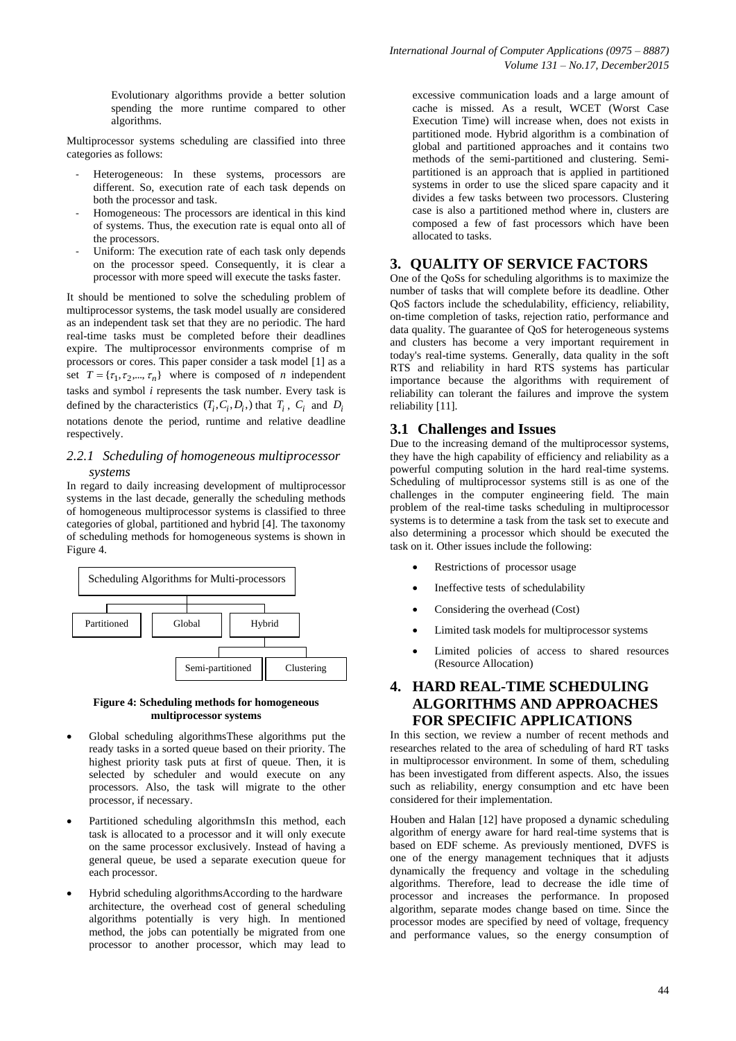Evolutionary algorithms provide a better solution spending the more runtime compared to other algorithms.

Multiprocessor systems scheduling are classified into three categories as follows:

- Heterogeneous: In these systems, processors are different. So, execution rate of each task depends on both the processor and task.
- Homogeneous: The processors are identical in this kind of systems. Thus, the execution rate is equal onto all of the processors.
- Uniform: The execution rate of each task only depends on the processor speed. Consequently, it is clear a processor with more speed will execute the tasks faster.

It should be mentioned to solve the scheduling problem of multiprocessor systems, the task model usually are considered as an independent task set that they are no periodic. The hard real-time tasks must be completed before their deadlines expire. The multiprocessor environments comprise of m processors or cores. This paper consider a task model [1] as a set $T = \{\tau_1, \tau_2, ..., \tau_n\}$ where is composed of $n$ independent tasks and symbol $i$ represents the task number. Every task is defined by the characteristics $(T_i, C_i, D_i,)$ that $T_i$, $C_i$ and $D_i$ notations denote the period, runtime and relative deadline respectively.

#### *2.2.1 Scheduling of homogeneous multiprocessor systems*

In regard to daily increasing development of multiprocessor systems in the last decade, generally the scheduling methods of homogeneous multiprocessor systems is classified to three categories of global, partitioned and hybrid [4]. The taxonomy of scheduling methods for homogeneous systems is shown in Figure 4.

Scheduling Algorithms for Multi-processors
Partitioned
Global
Hybrid
Semi-partitioned
Clustering

**Figure 4: Scheduling methods for homogeneous multiprocessor systems**

- Global scheduling algorithmsThese algorithms put the ready tasks in a sorted queue based on their priority. The highest priority task puts at first of queue. Then, it is selected by scheduler and would execute on any processors. Also, the task will migrate to the other processor, if necessary.
- Partitioned scheduling algorithmsIn this method, each task is allocated to a processor and it will only execute on the same processor exclusively. Instead of having a general queue, be used a separate execution queue for each processor.
- Hybrid scheduling algorithmsAccording to the hardware architecture, the overhead cost of general scheduling algorithms potentially is very high. In mentioned method, the jobs can potentially be migrated from one processor to another processor, which may lead to excessive communication loads and a large amount of cache is missed. As a result, WCET (Worst Case Execution Time) will increase when, does not exists in partitioned mode. Hybrid algorithm is a combination of global and partitioned approaches and it contains two methods of the semi-partitioned and clustering. Semi-partitioned is an approach that is applied in partitioned systems in order to use the sliced spare capacity and it divides a few tasks between two processors. Clustering case is also a partitioned method where in, clusters are composed a few of fast processors which have been allocated to tasks.

## 3. QUALITY OF SERVICE FACTORS

One of the QoSs for scheduling algorithms is to maximize the number of tasks that will complete before its deadline. Other QoS factors include the schedulability, efficiency, reliability, on-time completion of tasks, rejection ratio, performance and data quality. The guarantee of QoS for heterogeneous systems and clusters has become a very important requirement in today's real-time systems. Generally, data quality in the soft RTS and reliability in hard RTS systems has particular importance because the algorithms with requirement of reliability can tolerant the failures and improve the system reliability [11].

### 3.1 Challenges and Issues

Due to the increasing demand of the multiprocessor systems, they have the high capability of efficiency and reliability as a powerful computing solution in the hard real-time systems. Scheduling of multiprocessor systems still is as one of the challenges in the computer engineering field. The main problem of the real-time tasks scheduling in multiprocessor systems is to determine a task from the task set to execute and also determining a processor which should be executed the task on it. Other issues include the following:

- Restrictions of processor usage
- Ineffective tests of schedulability
- Considering the overhead (Cost)
- Limited task models for multiprocessor systems
- Limited policies of access to shared resources (Resource Allocation)

## 4. HARD REAL-TIME SCHEDULING ALGORITHMS AND APPROACHES FOR SPECIFIC APPLICATIONS

In this section, we review a number of recent methods and researches related to the area of scheduling of hard RT tasks in multiprocessor environment. In some of them, scheduling has been investigated from different aspects. Also, the issues such as reliability, energy consumption and etc have been considered for their implementation.

Houben and Halan [12] have proposed a dynamic scheduling algorithm of energy aware for hard real-time systems that is based on EDF scheme. As previously mentioned, DVFS is one of the energy management techniques that it adjusts dynamically the frequency and voltage in the scheduling algorithms. Therefore, lead to decrease the idle time of processor and increases the performance. In proposed algorithm, separate modes change based on time. Since the processor modes are specified by need of voltage, frequency and performance values, so the energy consumption of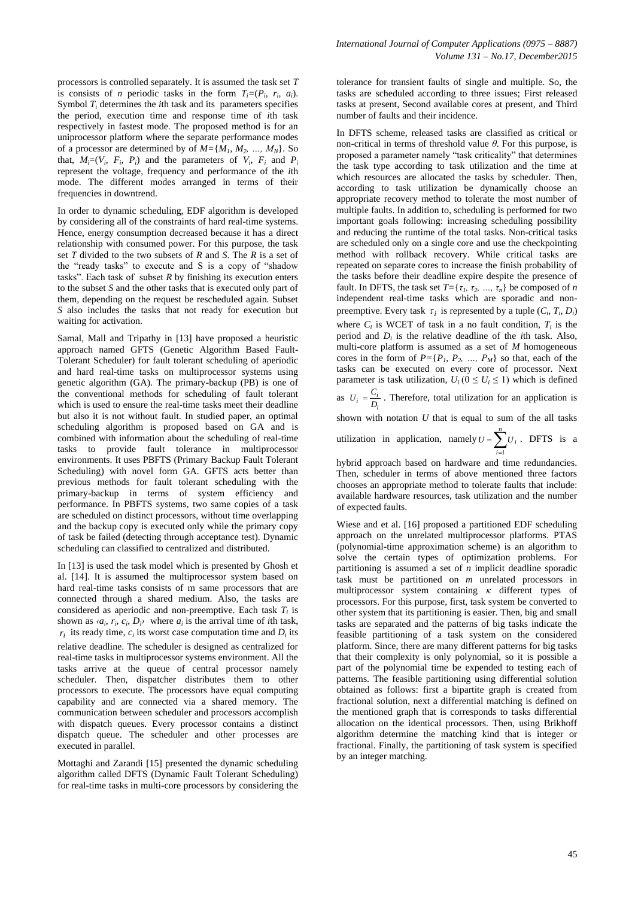processors is controlled separately. It is assumed the task set $T$ is consists of $n$ periodic tasks in the form $T_i=(P_i, r_i, a_i)$. Symbol $T_i$ determines the $i$th task and its parameters specifies the period, execution time and response time of $i$th task respectively in fastest mode. The proposed method is for an uniprocessor platform where the separate performance modes of a processor are determined by of $M=\{M_1, M_2, \ldots, M_N\}$. So that, $M_i=(V_i, F_i, P_i)$ and the parameters of $V_i$, $F_i$ and $P_i$ represent the voltage, frequency and performance of the $i$th mode. The different modes arranged in terms of their frequencies in downtrend.

In order to dynamic scheduling, EDF algorithm is developed by considering all of the constraints of hard real-time systems. Hence, energy consumption decreased because it has a direct relationship with consumed power. For this purpose, the task set $T$ divided to the two subsets of $R$ and $S$. The $R$ is a set of the "ready tasks" to execute and S is a copy of "shadow tasks". Each task of subset $R$ by finishing its execution enters to the subset $S$ and the other tasks that is executed only part of them, depending on the request be rescheduled again. Subset $S$ also includes the tasks that not ready for execution but waiting for activation.

Samal, Mall and Tripathy in [13] have proposed a heuristic approach named GFTS (Genetic Algorithm Based Fault-Tolerant Scheduler) for fault tolerant scheduling of aperiodic and hard real-time tasks on multiprocessor systems using genetic algorithm (GA). The primary-backup (PB) is one of the conventional methods for scheduling of fault tolerant which is used to ensure the real-time tasks meet their deadline but also it is not without fault. In studied paper, an optimal scheduling algorithm is proposed based on GA and is combined with information about the scheduling of real-time tasks to provide fault tolerance in multiprocessor environments. It uses PBFTS (Primary Backup Fault Tolerant Scheduling) with novel form GA. GFTS acts better than previous methods for fault tolerant scheduling with the primary-backup in terms of system efficiency and performance. In PBFTS systems, two same copies of a task are scheduled on distinct processors, without time overlapping and the backup copy is executed only while the primary copy of task be failed (detecting through acceptance test). Dynamic scheduling can classified to centralized and distributed.

In [13] is used the task model which is presented by Ghosh et al. [14]. It is assumed the multiprocessor system based on hard real-time tasks consists of m same processors that are connected through a shared medium. Also, the tasks are considered as aperiodic and non-preemptive. Each task $T_i$ is shown as $\langle a_i, r_i, c_i, D_i \rangle$ where $a_i$ is the arrival time of $i$th task, $r_i$ its ready time, $c_i$ its worst case computation time and $D_i$ its relative deadline. The scheduler is designed as centralized for real-time tasks in multiprocessor systems environment. All the tasks arrive at the queue of central processor namely scheduler. Then, dispatcher distributes them to other processors to execute. The processors have equal computing capability and are connected via a shared memory. The communication between scheduler and processors accomplish with dispatch queues. Every processor contains a distinct dispatch queue. The scheduler and other processes are executed in parallel.

Mottaghi and Zarandi [15] presented the dynamic scheduling algorithm called DFTS (Dynamic Fault Tolerant Scheduling) for real-time tasks in multi-core processors by considering the tolerance for transient faults of single and multiple. So, the tasks are scheduled according to three issues; First released tasks at present, Second available cores at present, and Third number of faults and their incidence.

In DFTS scheme, released tasks are classified as critical or non-critical in terms of threshold value $\theta$. For this purpose, is proposed a parameter namely "task criticality" that determines the task type according to task utilization and the time at which resources are allocated the tasks by scheduler. Then, according to task utilization be dynamically choose an appropriate recovery method to tolerate the most number of multiple faults. In addition to, scheduling is performed for two important goals following: increasing scheduling possibility and reducing the runtime of the total tasks. Non-critical tasks are scheduled only on a single core and use the checkpointing method with rollback recovery. While critical tasks are repeated on separate cores to increase the finish probability of the tasks before their deadline expire despite the presence of fault. In DFTS, the task set $T=\{\tau_1, \tau_2, \ldots, \tau_n\}$ be composed of $n$ independent real-time tasks which are sporadic and non-preemptive. Every task $\tau_i$ is represented by a tuple $(C_i, T_i, D_i)$ where $C_i$ is WCET of task in a no fault condition, $T_i$ is the period and $D_i$ is the relative deadline of the $i$th task. Also, multi-core platform is assumed as a set of $M$ homogeneous cores in the form of $P=\{P_1, P_2, \ldots, P_M\}$ so that, each of the tasks can be executed on every core of processor. Next parameter is task utilization, $U_i$ $(0 \leq U_i \leq 1)$ which is defined as $U_i = \frac{C_i}{D_i}$. Therefore, total utilization for an application is shown with notation $U$ that is equal to sum of the all tasks utilization in application, namely $U = \sum_{i=1}^{n} U_i$. DFTS is a hybrid approach based on hardware and time redundancies. Then, scheduler in terms of above mentioned three factors chooses an appropriate method to tolerate faults that include: available hardware resources, task utilization and the number of expected faults.

Wiese and et al. [16] proposed a partitioned EDF scheduling approach on the unrelated multiprocessor platforms. PTAS (polynomial-time approximation scheme) is an algorithm to solve the certain types of optimization problems. For partitioning is assumed a set of $n$ implicit deadline sporadic task must be partitioned on $m$ unrelated processors in multiprocessor system containing $\kappa$ different types of processors. For this purpose, first, task system be converted to other system that its partitioning is easier. Then, big and small tasks are separated and the patterns of big tasks indicate the feasible partitioning of a task system on the considered platform. Since, there are many different patterns for big tasks that their complexity is only polynomial, so it is possible a part of the polynomial time be expended to testing each of patterns. The feasible partitioning using differential solution obtained as follows: first a bipartite graph is created from fractional solution, next a differential matching is defined on the mentioned graph that is corresponds to tasks differential allocation on the identical processors. Then, using Brikhoff algorithm determine the matching kind that is integer or fractional. Finally, the partitioning of task system is specified by an integer matching.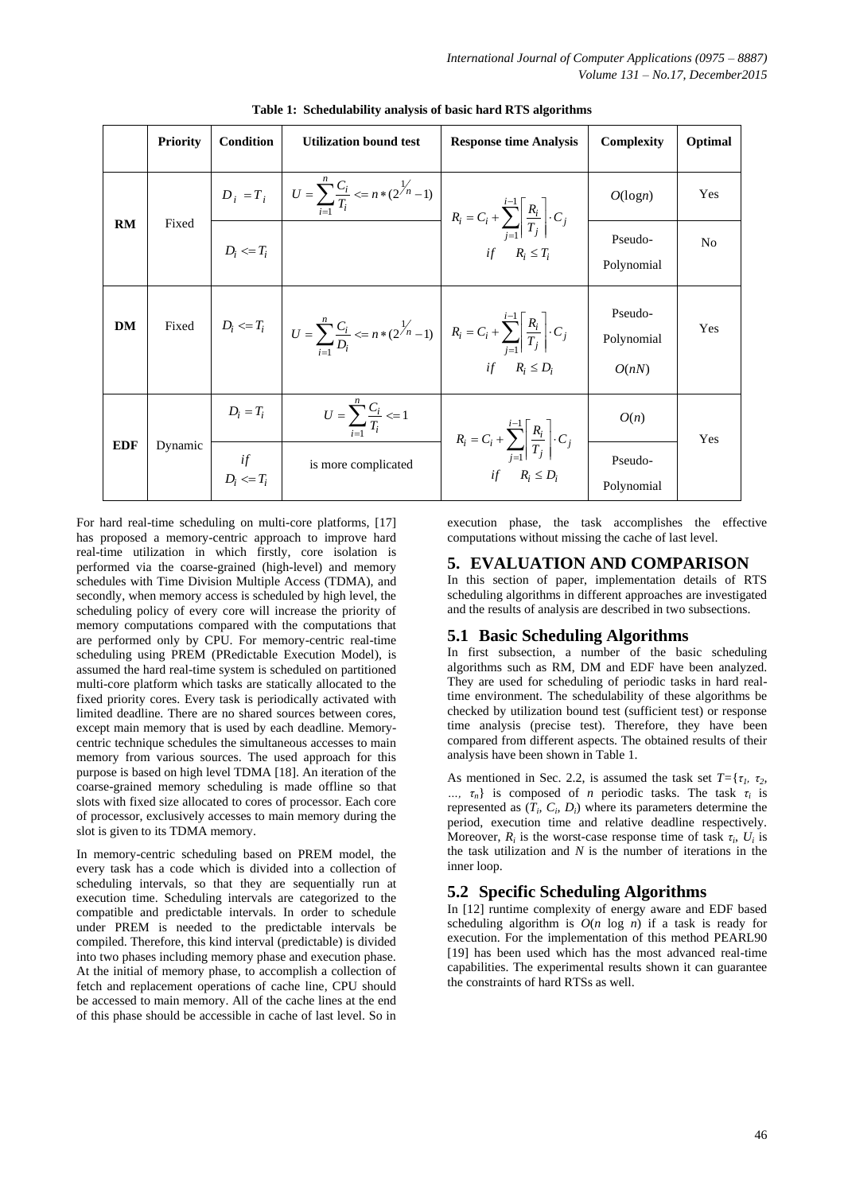**Table 1: Schedulability analysis of basic hard RTS algorithms**

| | Priority | Condition | Utilization bound test | Response time Analysis | Complexity | Optimal |
|---|---|---|---|---|---|---|
| **RM** | Fixed | $D_i = T_i$ | $U = \sum_{i=1}^{n} \frac{C_i}{T_i} <= n*(2^{1/n} - 1)$ | $R_i = C_i + \sum_{j=1}^{i-1} \left\lceil \frac{R_i}{T_j} \right\rceil \cdot C_j$ $if \quad R_i \le T_i$ | $O(\log n)$ | Yes |
| | | $D_i <= T_i$ | | | Pseudo-Polynomial | No |
| **DM** | Fixed | $D_i <= T_i$ | $U = \sum_{i=1}^{n} \frac{C_i}{D_i} <= n*(2^{1/n} - 1)$ | $R_i = C_i + \sum_{j=1}^{i-1} \left\lceil \frac{R_i}{T_j} \right\rceil \cdot C_j$ $if \quad R_i \le D_i$ | Pseudo-Polynomial $O(nN)$ | Yes |
| **EDF** | Dynamic | $D_i = T_i$ | $U = \sum_{i=1}^{n} \frac{C_i}{T_i} <= 1$ | $R_i = C_i + \sum_{j=1}^{i-1} \left\lceil \frac{R_i}{T_j} \right\rceil \cdot C_j$ $if \quad R_i \le D_i$ | $O(n)$ | Yes |
| | | $if$ $D_i <= T_i$ | is more complicated | | Pseudo-Polynomial | |

For hard real-time scheduling on multi-core platforms, [17] has proposed a memory-centric approach to improve hard real-time utilization in which firstly, core isolation is performed via the coarse-grained (high-level) and memory schedules with Time Division Multiple Access (TDMA), and secondly, when memory access is scheduled by high level, the scheduling policy of every core will increase the priority of memory computations compared with the computations that are performed only by CPU. For memory-centric real-time scheduling using PREM (PRedictable Execution Model), is assumed the hard real-time system is scheduled on partitioned multi-core platform which tasks are statically allocated to the fixed priority cores. Every task is periodically activated with limited deadline. There are no shared sources between cores, except main memory that is used by each deadline. Memory-centric technique schedules the simultaneous accesses to main memory from various sources. The used approach for this purpose is based on high level TDMA [18]. An iteration of the coarse-grained memory scheduling is made offline so that slots with fixed size allocated to cores of processor. Each core of processor, exclusively accesses to main memory during the slot is given to its TDMA memory.

In memory-centric scheduling based on PREM model, the every task has a code which is divided into a collection of scheduling intervals, so that they are sequentially run at execution time. Scheduling intervals are categorized to the compatible and predictable intervals. In order to schedule under PREM is needed to the predictable intervals be compiled. Therefore, this kind interval (predictable) is divided into two phases including memory phase and execution phase. At the initial of memory phase, to accomplish a collection of fetch and replacement operations of cache line, CPU should be accessed to main memory. All of the cache lines at the end of this phase should be accessible in cache of last level. So in execution phase, the task accomplishes the effective computations without missing the cache of last level.

## 5. EVALUATION AND COMPARISON

In this section of paper, implementation details of RTS scheduling algorithms in different approaches are investigated and the results of analysis are described in two subsections.

### 5.1 Basic Scheduling Algorithms

In first subsection, a number of the basic scheduling algorithms such as RM, DM and EDF have been analyzed. They are used for scheduling of periodic tasks in hard real-time environment. The schedulability of these algorithms be checked by utilization bound test (sufficient test) or response time analysis (precise test). Therefore, they have been compared from different aspects. The obtained results of their analysis have been shown in Table 1.

As mentioned in Sec. 2.2, is assumed the task set $T=\{\tau_1, \tau_2, \ldots, \tau_n\}$ is composed of $n$ periodic tasks. The task $\tau_i$ is represented as $(T_i, C_i, D_i)$ where its parameters determine the period, execution time and relative deadline respectively. Moreover, $R_i$ is the worst-case response time of task $\tau_i$, $U_i$ is the task utilization and $N$ is the number of iterations in the inner loop.

### 5.2 Specific Scheduling Algorithms

In [12] runtime complexity of energy aware and EDF based scheduling algorithm is $O(n \log n)$ if a task is ready for execution. For the implementation of this method PEARL90 [19] has been used which has the most advanced real-time capabilities. The experimental results shown it can guarantee the constraints of hard RTSs as well.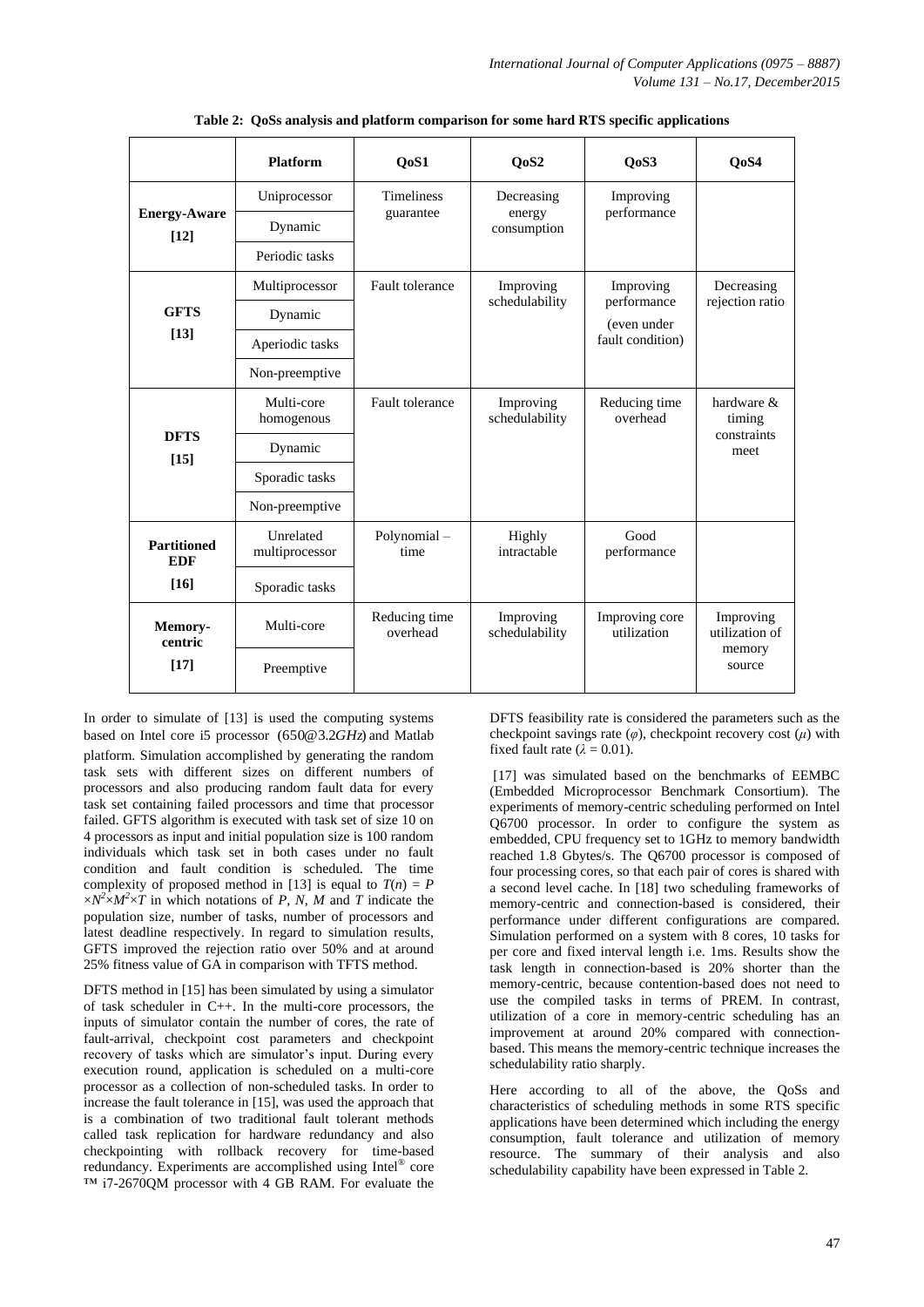**Table 2: QoSs analysis and platform comparison for some hard RTS specific applications**

| | Platform | QoS1 | QoS2 | QoS3 | QoS4 |
|---|---|---|---|---|---|
| **Energy-Aware [12]** | Uniprocessor | Timeliness guarantee | Decreasing energy consumption | Improving performance | |
| | Dynamic | | | | |
| | Periodic tasks | | | | |
| **GFTS [13]** | Multiprocessor | Fault tolerance | Improving schedulability | Improving performance (even under fault condition) | Decreasing rejection ratio |
| | Dynamic | | | | |
| | Aperiodic tasks | | | | |
| | Non-preemptive | | | | |
| **DFTS [15]** | Multi-core homogenous | Fault tolerance | Improving schedulability | Reducing time overhead | hardware & timing constraints meet |
| | Dynamic | | | | |
| | Sporadic tasks | | | | |
| | Non-preemptive | | | | |
| **Partitioned EDF [16]** | Unrelated multiprocessor | Polynomial – time | Highly intractable | Good performance | |
| | Sporadic tasks | | | | |
| **Memory-centric [17]** | Multi-core | Reducing time overhead | Improving schedulability | Improving core utilization | Improving utilization of memory source |
| | Preemptive | | | | |

In order to simulate of [13] is used the computing systems based on Intel core i5 processor (650@3.2*GHz*) and Matlab platform. Simulation accomplished by generating the random task sets with different sizes on different numbers of processors and also producing random fault data for every task set containing failed processors and time that processor failed. GFTS algorithm is executed with task set of size 10 on 4 processors as input and initial population size is 100 random individuals which task set in both cases under no fault condition and fault condition is scheduled. The time complexity of proposed method in [13] is equal to $T(n) = P \times N^2 \times M^2 \times T$ in which notations of $P$, $N$, $M$ and $T$ indicate the population size, number of tasks, number of processors and latest deadline respectively. In regard to simulation results, GFTS improved the rejection ratio over 50% and at around 25% fitness value of GA in comparison with TFTS method.

DFTS method in [15] has been simulated by using a simulator of task scheduler in C++. In the multi-core processors, the inputs of simulator contain the number of cores, the rate of fault-arrival, checkpoint cost parameters and checkpoint recovery of tasks which are simulator's input. During every execution round, application is scheduled on a multi-core processor as a collection of non-scheduled tasks. In order to increase the fault tolerance in [15], was used the approach that is a combination of two traditional fault tolerant methods called task replication for hardware redundancy and also checkpointing with rollback recovery for time-based redundancy. Experiments are accomplished using Intel® core ™ i7-2670QM processor with 4 GB RAM. For evaluate the DFTS feasibility rate is considered the parameters such as the checkpoint savings rate ($\varphi$), checkpoint recovery cost ($\mu$) with fixed fault rate ($\lambda = 0.01$).

[17] was simulated based on the benchmarks of EEMBC (Embedded Microprocessor Benchmark Consortium). The experiments of memory-centric scheduling performed on Intel Q6700 processor. In order to configure the system as embedded, CPU frequency set to 1GHz to memory bandwidth reached 1.8 Gbytes/s. The Q6700 processor is composed of four processing cores, so that each pair of cores is shared with a second level cache. In [18] two scheduling frameworks of memory-centric and connection-based is considered, their performance under different configurations are compared. Simulation performed on a system with 8 cores, 10 tasks for per core and fixed interval length i.e. 1ms. Results show the task length in connection-based is 20% shorter than the memory-centric, because contention-based does not need to use the compiled tasks in terms of PREM. In contrast, utilization of a core in memory-centric scheduling has an improvement at around 20% compared with connection-based. This means the memory-centric technique increases the schedulability ratio sharply.

Here according to all of the above, the QoSs and characteristics of scheduling methods in some RTS specific applications have been determined which including the energy consumption, fault tolerance and utilization of memory resource. The summary of their analysis and also schedulability capability have been expressed in Table 2.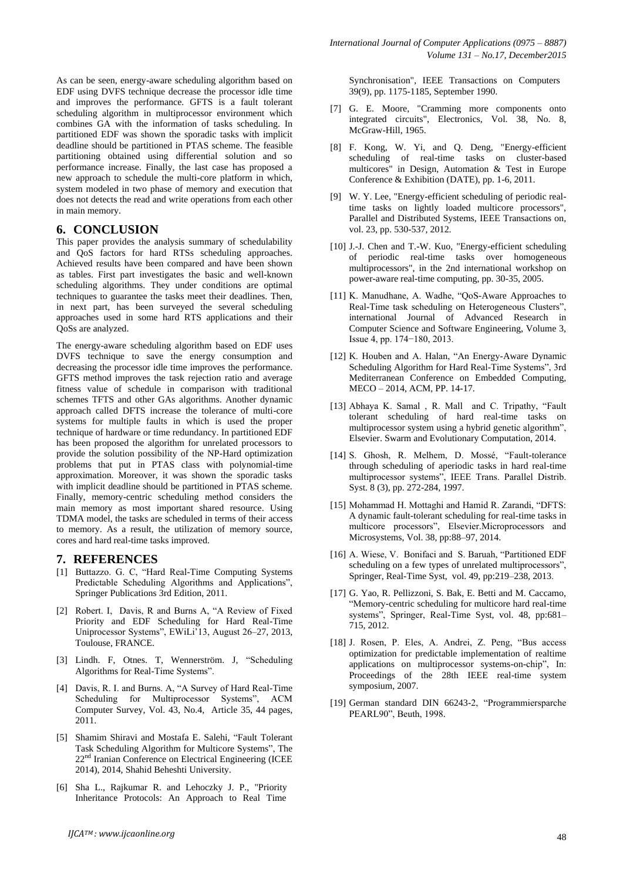As can be seen, energy-aware scheduling algorithm based on EDF using DVFS technique decrease the processor idle time and improves the performance. GFTS is a fault tolerant scheduling algorithm in multiprocessor environment which combines GA with the information of tasks scheduling. In partitioned EDF was shown the sporadic tasks with implicit deadline should be partitioned in PTAS scheme. The feasible partitioning obtained using differential solution and so performance increase. Finally, the last case has proposed a new approach to schedule the multi-core platform in which, system modeled in two phase of memory and execution that does not detects the read and write operations from each other in main memory.

## 6. CONCLUSION

This paper provides the analysis summary of schedulability and QoS factors for hard RTSs scheduling approaches. Achieved results have been compared and have been shown as tables. First part investigates the basic and well-known scheduling algorithms. They under conditions are optimal techniques to guarantee the tasks meet their deadlines. Then, in next part, has been surveyed the several scheduling approaches used in some hard RTS applications and their QoSs are analyzed.

The energy-aware scheduling algorithm based on EDF uses DVFS technique to save the energy consumption and decreasing the processor idle time improves the performance. GFTS method improves the task rejection ratio and average fitness value of schedule in comparison with traditional schemes TFTS and other GAs algorithms. Another dynamic approach called DFTS increase the tolerance of multi-core systems for multiple faults in which is used the proper technique of hardware or time redundancy. In partitioned EDF has been proposed the algorithm for unrelated processors to provide the solution possibility of the NP-Hard optimization problems that put in PTAS class with polynomial-time approximation. Moreover, it was shown the sporadic tasks with implicit deadline should be partitioned in PTAS scheme. Finally, memory-centric scheduling method considers the main memory as most important shared resource. Using TDMA model, the tasks are scheduled in terms of their access to memory. As a result, the utilization of memory source, cores and hard real-time tasks improved.

## 7. REFERENCES

[1] Buttazzo. G. C, "Hard Real-Time Computing Systems Predictable Scheduling Algorithms and Applications", Springer Publications 3rd Edition, 2011.

[2] Robert. I, Davis, R and Burns A, "A Review of Fixed Priority and EDF Scheduling for Hard Real-Time Uniprocessor Systems", EWiLi'13, August 26–27, 2013, Toulouse, FRANCE.

[3] Lindh. F, Otnes. T, Wennerström. J, "Scheduling Algorithms for Real-Time Systems".

[4] Davis, R. I. and Burns. A, "A Survey of Hard Real-Time Scheduling for Multiprocessor Systems", ACM Computer Survey, Vol. 43, No.4, Article 35, 44 pages, 2011.

[5] Shamim Shiravi and Mostafa E. Salehi, "Fault Tolerant Task Scheduling Algorithm for Multicore Systems", The 22nd Iranian Conference on Electrical Engineering (ICEE 2014), 2014, Shahid Beheshti University.

[6] Sha L., Rajkumar R. and Lehoczky J. P., "Priority Inheritance Protocols: An Approach to Real Time Synchronisation", IEEE Transactions on Computers 39(9), pp. 1175-1185, September 1990.

[7] G. E. Moore, "Cramming more components onto integrated circuits", Electronics, Vol. 38, No. 8, McGraw-Hill, 1965.

[8] F. Kong, W. Yi, and Q. Deng, "Energy-efficient scheduling of real-time tasks on cluster-based multicores" in Design, Automation & Test in Europe Conference & Exhibition (DATE), pp. 1-6, 2011.

[9] W. Y. Lee, "Energy-efficient scheduling of periodic real-time tasks on lightly loaded multicore processors", Parallel and Distributed Systems, IEEE Transactions on, vol. 23, pp. 530-537, 2012.

[10] J.-J. Chen and T.-W. Kuo, "Energy-efficient scheduling of periodic real-time tasks over homogeneous multiprocessors", in the 2nd international workshop on power-aware real-time computing, pp. 30-35, 2005.

[11] K. Manudhane, A. Wadhe, "QoS-Aware Approaches to Real-Time task scheduling on Heterogeneous Clusters", international Journal of Advanced Research in Computer Science and Software Engineering, Volume 3, Issue 4, pp. 174−180, 2013.

[12] K. Houben and A. Halan, "An Energy-Aware Dynamic Scheduling Algorithm for Hard Real-Time Systems", 3rd Mediterranean Conference on Embedded Computing, MECO – 2014, ACM, PP. 14-17.

[13] Abhaya K. Samal , R. Mall and C. Tripathy, "Fault tolerant scheduling of hard real-time tasks on multiprocessor system using a hybrid genetic algorithm", Elsevier. Swarm and Evolutionary Computation, 2014.

[14] S. Ghosh, R. Melhem, D. Mossé, "Fault-tolerance through scheduling of aperiodic tasks in hard real-time multiprocessor systems", IEEE Trans. Parallel Distrib. Syst. 8 (3), pp. 272-284, 1997.

[15] Mohammad H. Mottaghi and Hamid R. Zarandi, "DFTS: A dynamic fault-tolerant scheduling for real-time tasks in multicore processors", Elsevier.Microprocessors and Microsystems, Vol. 38, pp:88–97, 2014.

[16] A. Wiese, V. Bonifaci and S. Baruah, "Partitioned EDF scheduling on a few types of unrelated multiprocessors", Springer, Real-Time Syst, vol. 49, pp:219–238, 2013.

[17] G. Yao, R. Pellizzoni, S. Bak, E. Betti and M. Caccamo, "Memory-centric scheduling for multicore hard real-time systems", Springer, Real-Time Syst, vol. 48, pp:681–715, 2012.

[18] J. Rosen, P. Eles, A. Andrei, Z. Peng, "Bus access optimization for predictable implementation of realtime applications on multiprocessor systems-on-chip", In: Proceedings of the 28th IEEE real-time system symposium, 2007.

[19] German standard DIN 66243-2, "Programmiersparche PEARL90", Beuth, 1998.